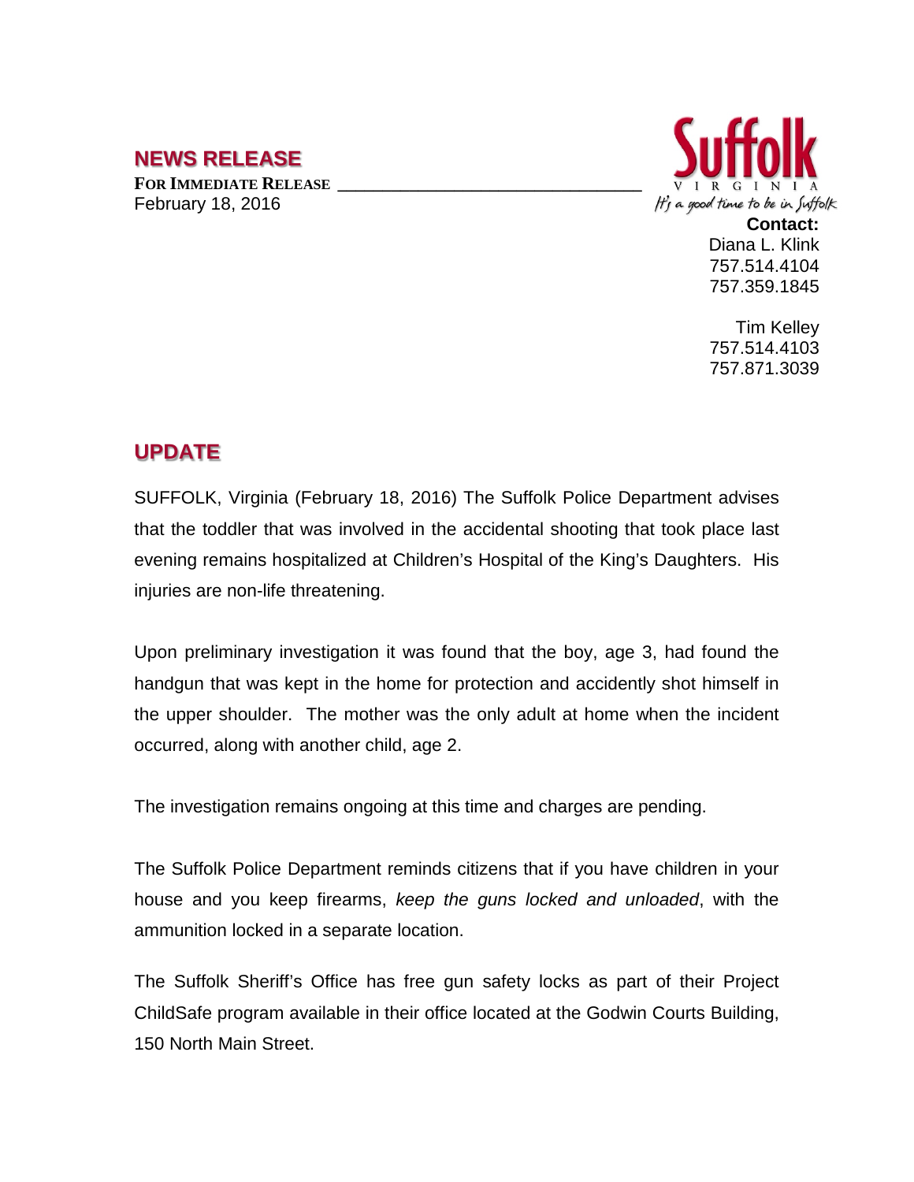## NEWS RELEASE

**FOR IMMEDIATE RELEASE**
February 18, 2016

Suffolk
VIRGINIA
*It's a good time to be in Suffolk*

**Contact:**
Diana L. Klink
757.514.4104
757.359.1845

Tim Kelley
757.514.4103
757.871.3039

## UPDATE

SUFFOLK, Virginia (February 18, 2016) The Suffolk Police Department advises that the toddler that was involved in the accidental shooting that took place last evening remains hospitalized at Children's Hospital of the King's Daughters. His injuries are non-life threatening.

Upon preliminary investigation it was found that the boy, age 3, had found the handgun that was kept in the home for protection and accidently shot himself in the upper shoulder. The mother was the only adult at home when the incident occurred, along with another child, age 2.

The investigation remains ongoing at this time and charges are pending.

The Suffolk Police Department reminds citizens that if you have children in your house and you keep firearms, *keep the guns locked and unloaded*, with the ammunition locked in a separate location.

The Suffolk Sheriff's Office has free gun safety locks as part of their Project ChildSafe program available in their office located at the Godwin Courts Building, 150 North Main Street.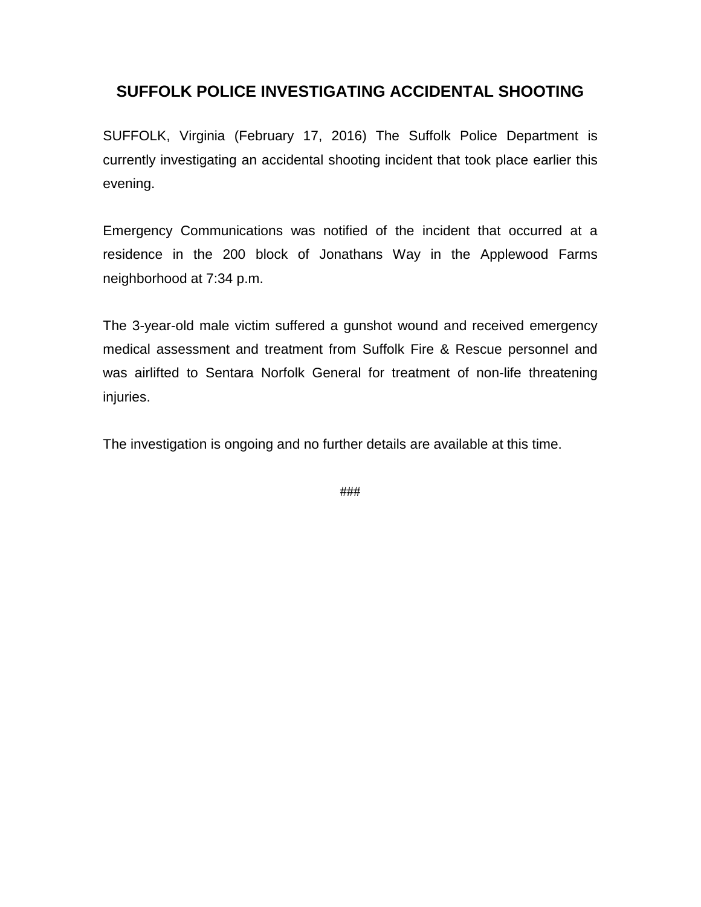## SUFFOLK POLICE INVESTIGATING ACCIDENTAL SHOOTING

SUFFOLK, Virginia (February 17, 2016) The Suffolk Police Department is currently investigating an accidental shooting incident that took place earlier this evening.

Emergency Communications was notified of the incident that occurred at a residence in the 200 block of Jonathans Way in the Applewood Farms neighborhood at 7:34 p.m.

The 3-year-old male victim suffered a gunshot wound and received emergency medical assessment and treatment from Suffolk Fire & Rescue personnel and was airlifted to Sentara Norfolk General for treatment of non-life threatening injuries.

The investigation is ongoing and no further details are available at this time.

###